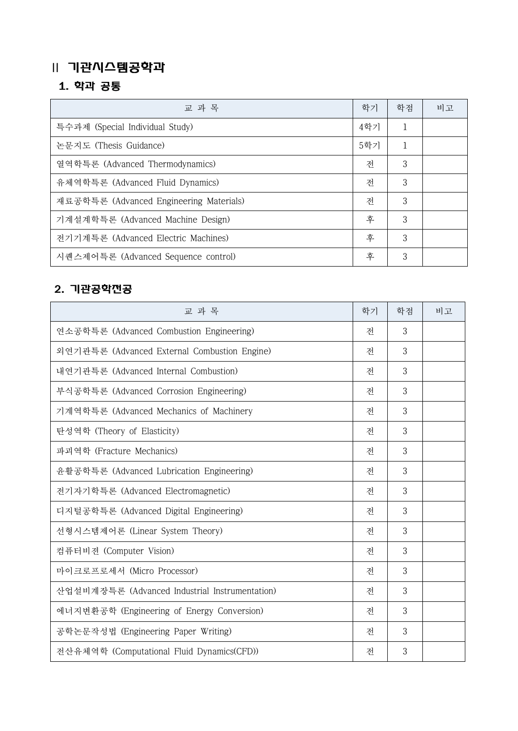## II 기관시스템공학과

### 1. 학과 공통

| 교 과 목 | 학기 | 학점 | 비고 |
|---|---|---|---|
| 특수과제 (Special Individual Study) | 4학기 | 1 | |
| 논문지도 (Thesis Guidance) | 5학기 | 1 | |
| 열역학특론 (Advanced Thermodynamics) | 전 | 3 | |
| 유체역학특론 (Advanced Fluid Dynamics) | 전 | 3 | |
| 재료공학특론 (Advanced Engineering Materials) | 전 | 3 | |
| 기계설계학특론 (Advanced Machine Design) | 후 | 3 | |
| 전기기계특론 (Advanced Electric Machines) | 후 | 3 | |
| 시퀀스제어특론 (Advanced Sequence control) | 후 | 3 | |

### 2. 기관공학전공

| 교 과 목 | 학기 | 학점 | 비고 |
|---|---|---|---|
| 연소공학특론 (Advanced Combustion Engineering) | 전 | 3 | |
| 외연기관특론 (Advanced External Combustion Engine) | 전 | 3 | |
| 내연기관특론 (Advanced Internal Combustion) | 전 | 3 | |
| 부식공학특론 (Advanced Corrosion Engineering) | 전 | 3 | |
| 기계역학특론 (Advanced Mechanics of Machinery | 전 | 3 | |
| 탄성역학 (Theory of Elasticity) | 전 | 3 | |
| 파괴역학 (Fracture Mechanics) | 전 | 3 | |
| 윤활공학특론 (Advanced Lubrication Engineering) | 전 | 3 | |
| 전기자기학특론 (Advanced Electromagnetic) | 전 | 3 | |
| 디지털공학특론 (Advanced Digital Engineering) | 전 | 3 | |
| 선형시스템제어론 (Linear System Theory) | 전 | 3 | |
| 컴퓨터비전 (Computer Vision) | 전 | 3 | |
| 마이크로프로세서 (Micro Processor) | 전 | 3 | |
| 산업설비계장특론 (Advanced Industrial Instrumentation) | 전 | 3 | |
| 에너지변환공학 (Engineering of Energy Conversion) | 전 | 3 | |
| 공학논문작성법 (Engineering Paper Writing) | 전 | 3 | |
| 전산유체역학 (Computational Fluid Dynamics(CFD)) | 전 | 3 | |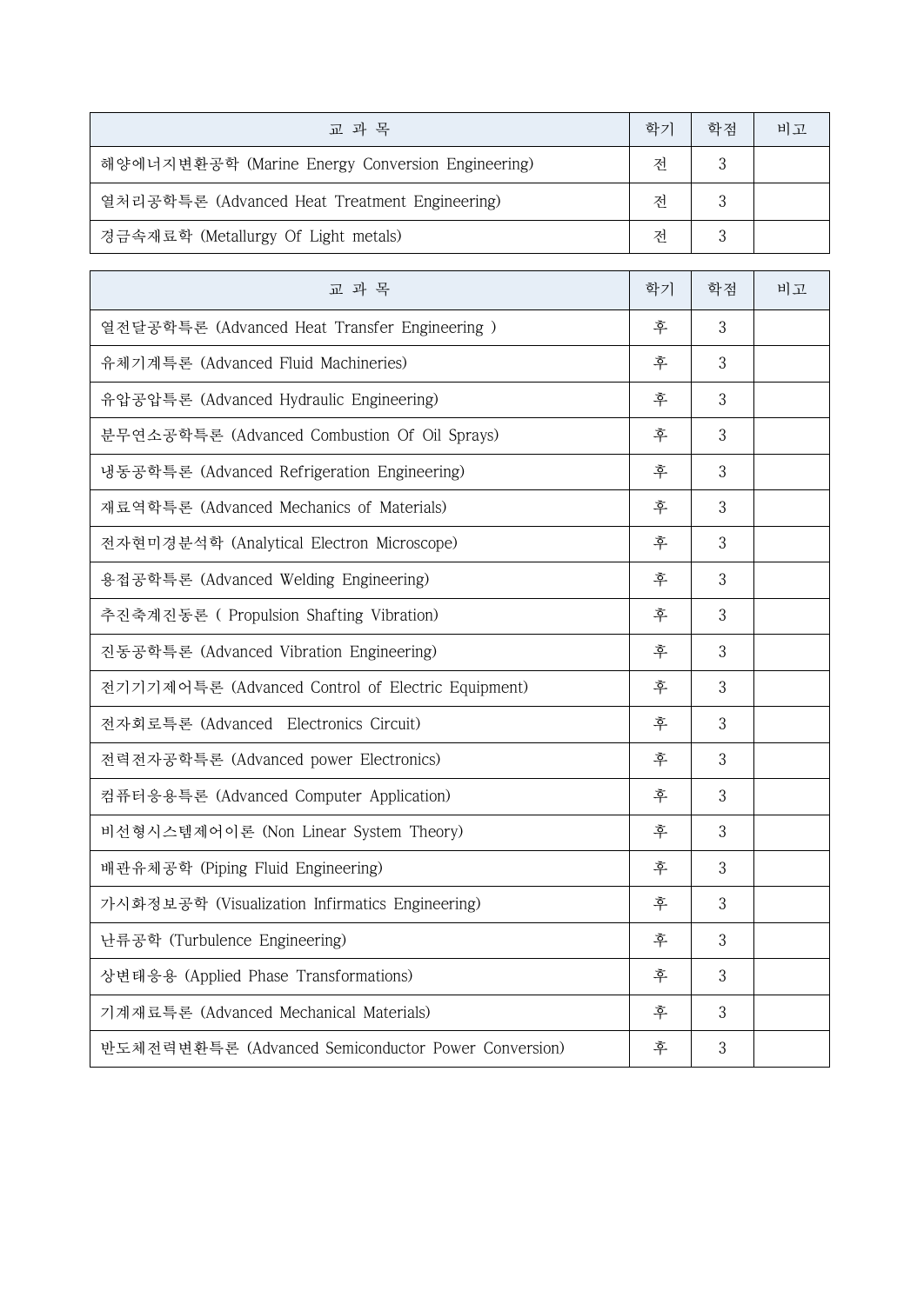| 교 과 목 | 학기 | 학점 | 비고 |
|---|---|---|---|
| 해양에너지변환공학 (Marine Energy Conversion Engineering) | 전 | 3 | |
| 열처리공학특론 (Advanced Heat Treatment Engineering) | 전 | 3 | |
| 경금속재료학 (Metallurgy Of Light metals) | 전 | 3 | |

| 교 과 목 | 학기 | 학점 | 비고 |
|---|---|---|---|
| 열전달공학특론 (Advanced Heat Transfer Engineering ) | 후 | 3 | |
| 유체기계특론 (Advanced Fluid Machineries) | 후 | 3 | |
| 유압공압특론 (Advanced Hydraulic Engineering) | 후 | 3 | |
| 분무연소공학특론 (Advanced Combustion Of Oil Sprays) | 후 | 3 | |
| 냉동공학특론 (Advanced Refrigeration Engineering) | 후 | 3 | |
| 재료역학특론 (Advanced Mechanics of Materials) | 후 | 3 | |
| 전자현미경분석학 (Analytical Electron Microscope) | 후 | 3 | |
| 용접공학특론 (Advanced Welding Engineering) | 후 | 3 | |
| 추진축계진동론 ( Propulsion Shafting Vibration) | 후 | 3 | |
| 진동공학특론 (Advanced Vibration Engineering) | 후 | 3 | |
| 전기기기제어특론 (Advanced Control of Electric Equipment) | 후 | 3 | |
| 전자회로특론 (Advanced Electronics Circuit) | 후 | 3 | |
| 전력전자공학특론 (Advanced power Electronics) | 후 | 3 | |
| 컴퓨터응용특론 (Advanced Computer Application) | 후 | 3 | |
| 비선형시스템제어이론 (Non Linear System Theory) | 후 | 3 | |
| 배관유체공학 (Piping Fluid Engineering) | 후 | 3 | |
| 가시화정보공학 (Visualization Infirmatics Engineering) | 후 | 3 | |
| 난류공학 (Turbulence Engineering) | 후 | 3 | |
| 상변태응용 (Applied Phase Transformations) | 후 | 3 | |
| 기계재료특론 (Advanced Mechanical Materials) | 후 | 3 | |
| 반도체전력변환특론 (Advanced Semiconductor Power Conversion) | 후 | 3 | |